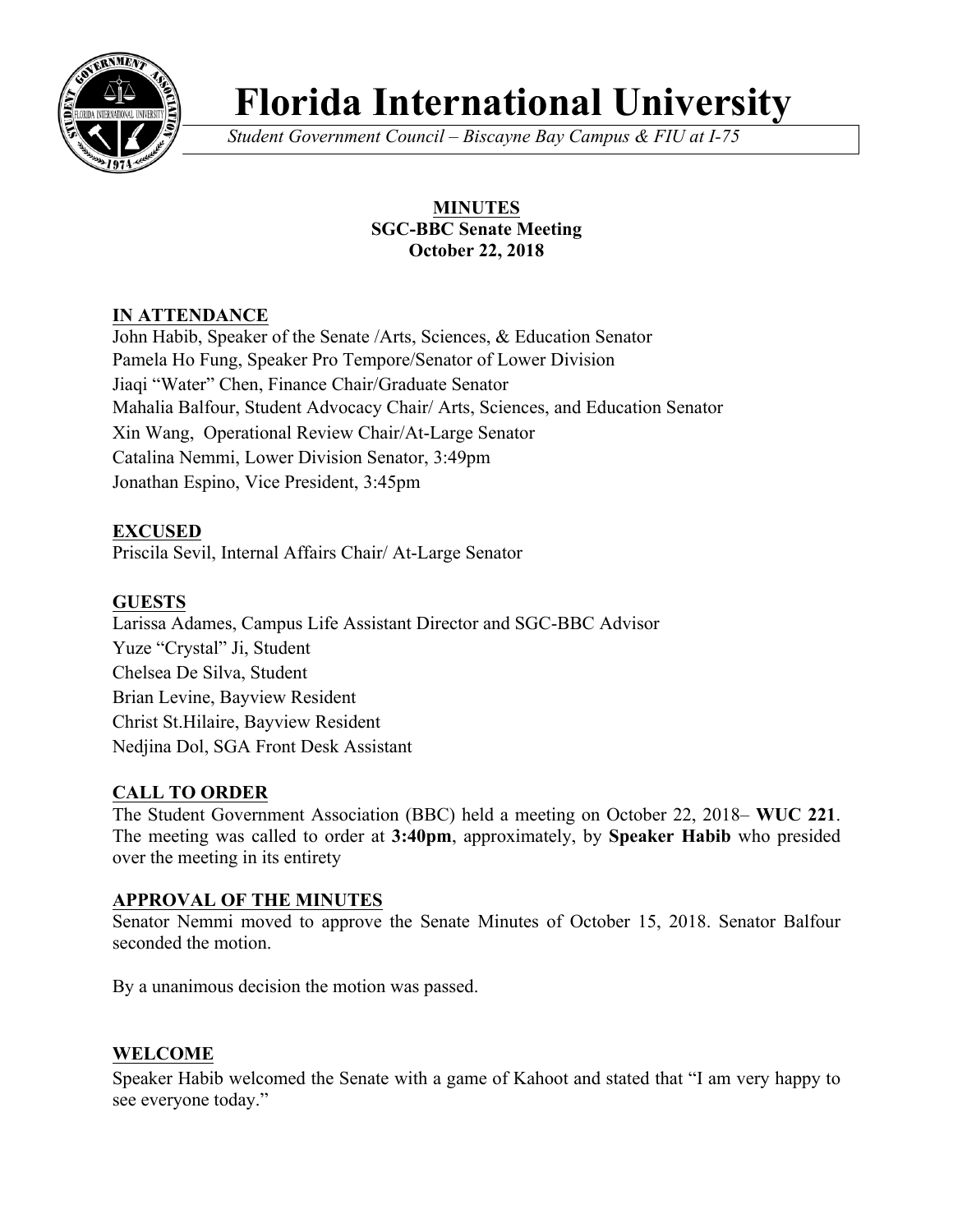# Florida International University

*Student Government Council – Biscayne Bay Campus & FIU at I-75*

**MINUTES**
**SGC-BBC Senate Meeting**
**October 22, 2018**

## IN ATTENDANCE

John Habib, Speaker of the Senate /Arts, Sciences, & Education Senator
Pamela Ho Fung, Speaker Pro Tempore/Senator of Lower Division
Jiaqi "Water" Chen, Finance Chair/Graduate Senator
Mahalia Balfour, Student Advocacy Chair/ Arts, Sciences, and Education Senator
Xin Wang, Operational Review Chair/At-Large Senator
Catalina Nemmi, Lower Division Senator, 3:49pm
Jonathan Espino, Vice President, 3:45pm

## EXCUSED

Priscila Sevil, Internal Affairs Chair/ At-Large Senator

## GUESTS

Larissa Adames, Campus Life Assistant Director and SGC-BBC Advisor
Yuze "Crystal" Ji, Student
Chelsea De Silva, Student
Brian Levine, Bayview Resident
Christ St.Hilaire, Bayview Resident
Nedjina Dol, SGA Front Desk Assistant

## CALL TO ORDER

The Student Government Association (BBC) held a meeting on October 22, 2018– **WUC 221**. The meeting was called to order at **3:40pm**, approximately, by **Speaker Habib** who presided over the meeting in its entirety

## APPROVAL OF THE MINUTES

Senator Nemmi moved to approve the Senate Minutes of October 15, 2018. Senator Balfour seconded the motion.

By a unanimous decision the motion was passed.

## WELCOME

Speaker Habib welcomed the Senate with a game of Kahoot and stated that "I am very happy to see everyone today."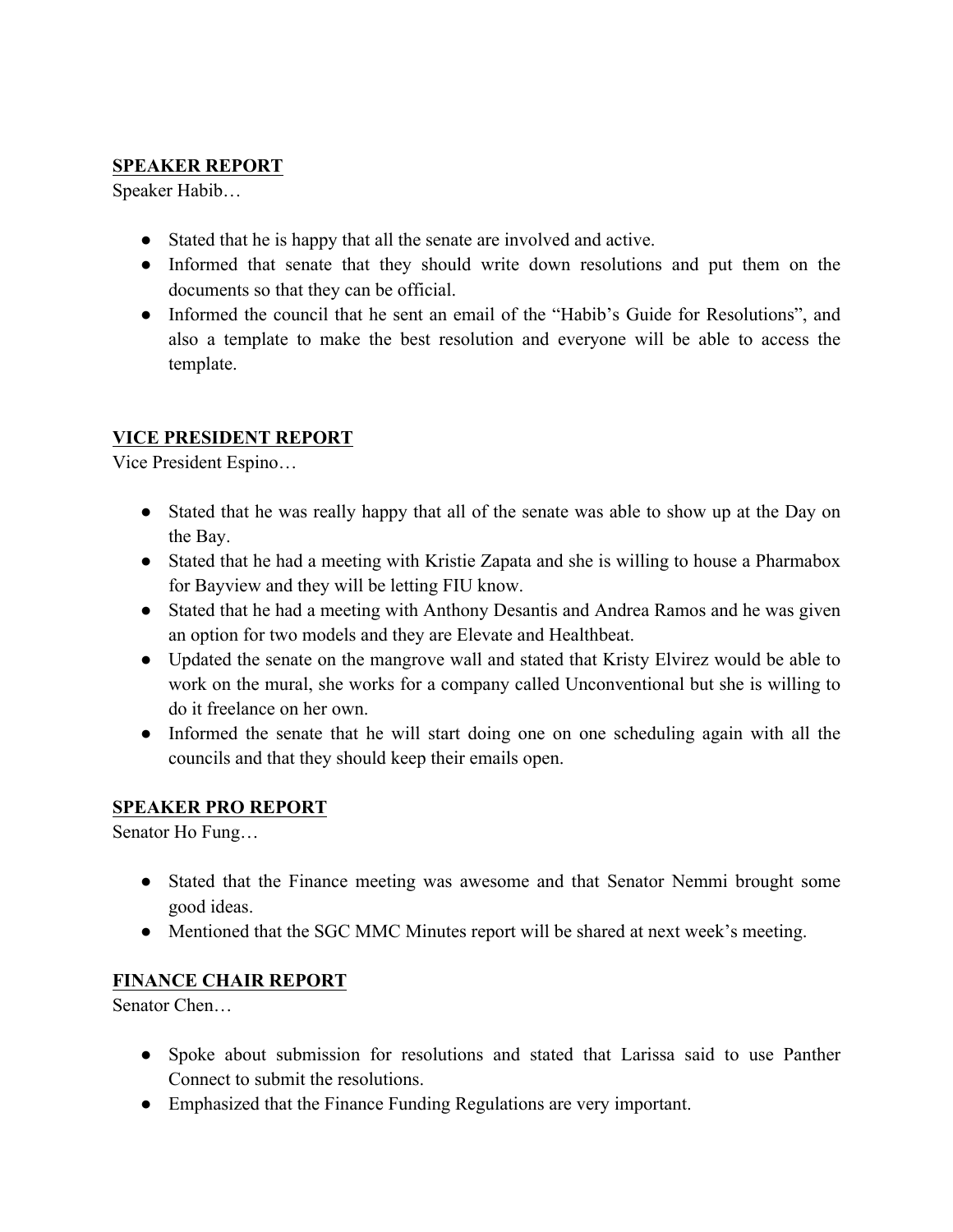**SPEAKER REPORT**

Speaker Habib…

- Stated that he is happy that all the senate are involved and active.
- Informed that senate that they should write down resolutions and put them on the documents so that they can be official.
- Informed the council that he sent an email of the "Habib's Guide for Resolutions", and also a template to make the best resolution and everyone will be able to access the template.

**VICE PRESIDENT REPORT**

Vice President Espino…

- Stated that he was really happy that all of the senate was able to show up at the Day on the Bay.
- Stated that he had a meeting with Kristie Zapata and she is willing to house a Pharmabox for Bayview and they will be letting FIU know.
- Stated that he had a meeting with Anthony Desantis and Andrea Ramos and he was given an option for two models and they are Elevate and Healthbeat.
- Updated the senate on the mangrove wall and stated that Kristy Elvirez would be able to work on the mural, she works for a company called Unconventional but she is willing to do it freelance on her own.
- Informed the senate that he will start doing one on one scheduling again with all the councils and that they should keep their emails open.

**SPEAKER PRO REPORT**

Senator Ho Fung…

- Stated that the Finance meeting was awesome and that Senator Nemmi brought some good ideas.
- Mentioned that the SGC MMC Minutes report will be shared at next week's meeting.

**FINANCE CHAIR REPORT**

Senator Chen…

- Spoke about submission for resolutions and stated that Larissa said to use Panther Connect to submit the resolutions.
- Emphasized that the Finance Funding Regulations are very important.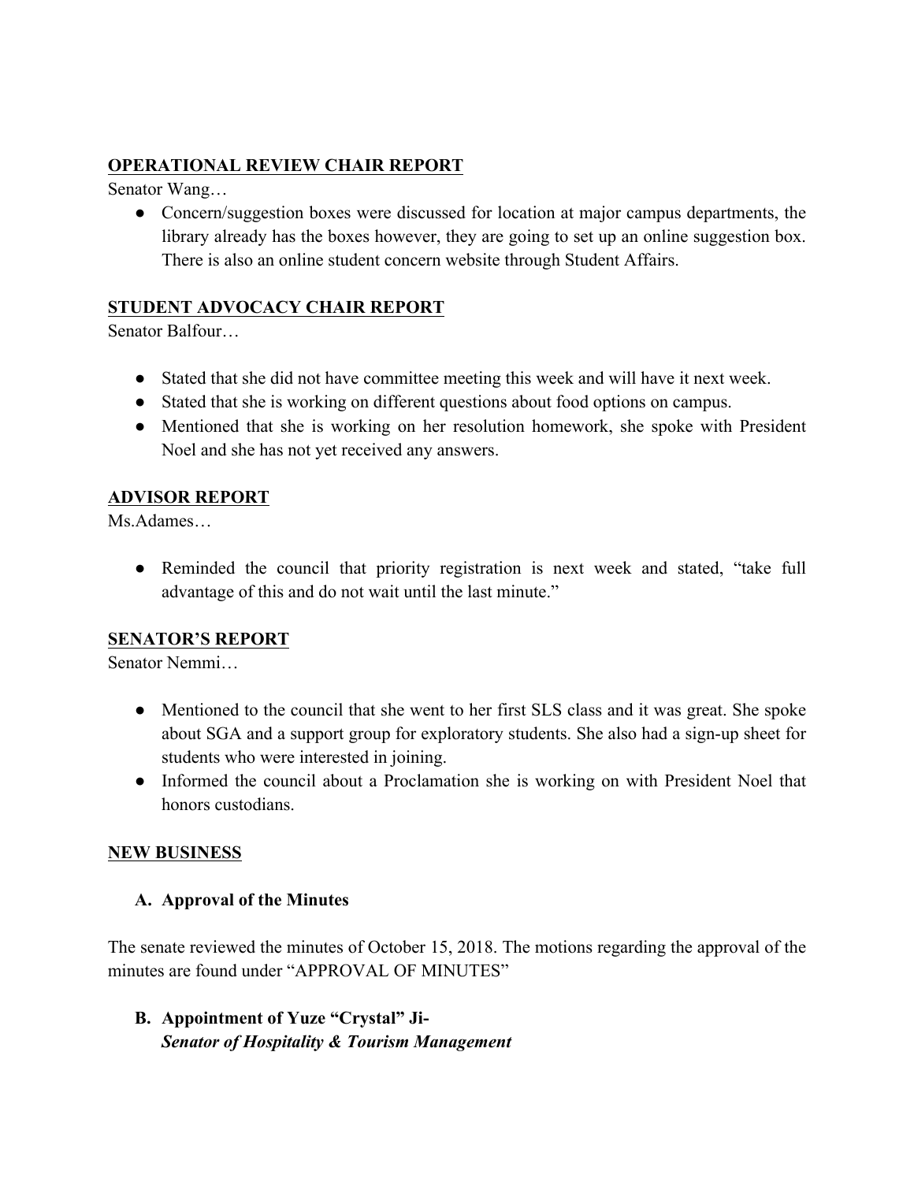**OPERATIONAL REVIEW CHAIR REPORT**

Senator Wang…

- Concern/suggestion boxes were discussed for location at major campus departments, the library already has the boxes however, they are going to set up an online suggestion box. There is also an online student concern website through Student Affairs.

**STUDENT ADVOCACY CHAIR REPORT**

Senator Balfour…

- Stated that she did not have committee meeting this week and will have it next week.
- Stated that she is working on different questions about food options on campus.
- Mentioned that she is working on her resolution homework, she spoke with President Noel and she has not yet received any answers.

**ADVISOR REPORT**

Ms.Adames…

- Reminded the council that priority registration is next week and stated, "take full advantage of this and do not wait until the last minute."

**SENATOR'S REPORT**

Senator Nemmi…

- Mentioned to the council that she went to her first SLS class and it was great. She spoke about SGA and a support group for exploratory students. She also had a sign-up sheet for students who were interested in joining.
- Informed the council about a Proclamation she is working on with President Noel that honors custodians.

**NEW BUSINESS**

**A. Approval of the Minutes**

The senate reviewed the minutes of October 15, 2018. The motions regarding the approval of the minutes are found under "APPROVAL OF MINUTES"

**B. Appointment of Yuze "Crystal" Ji-**
***Senator of Hospitality & Tourism Management***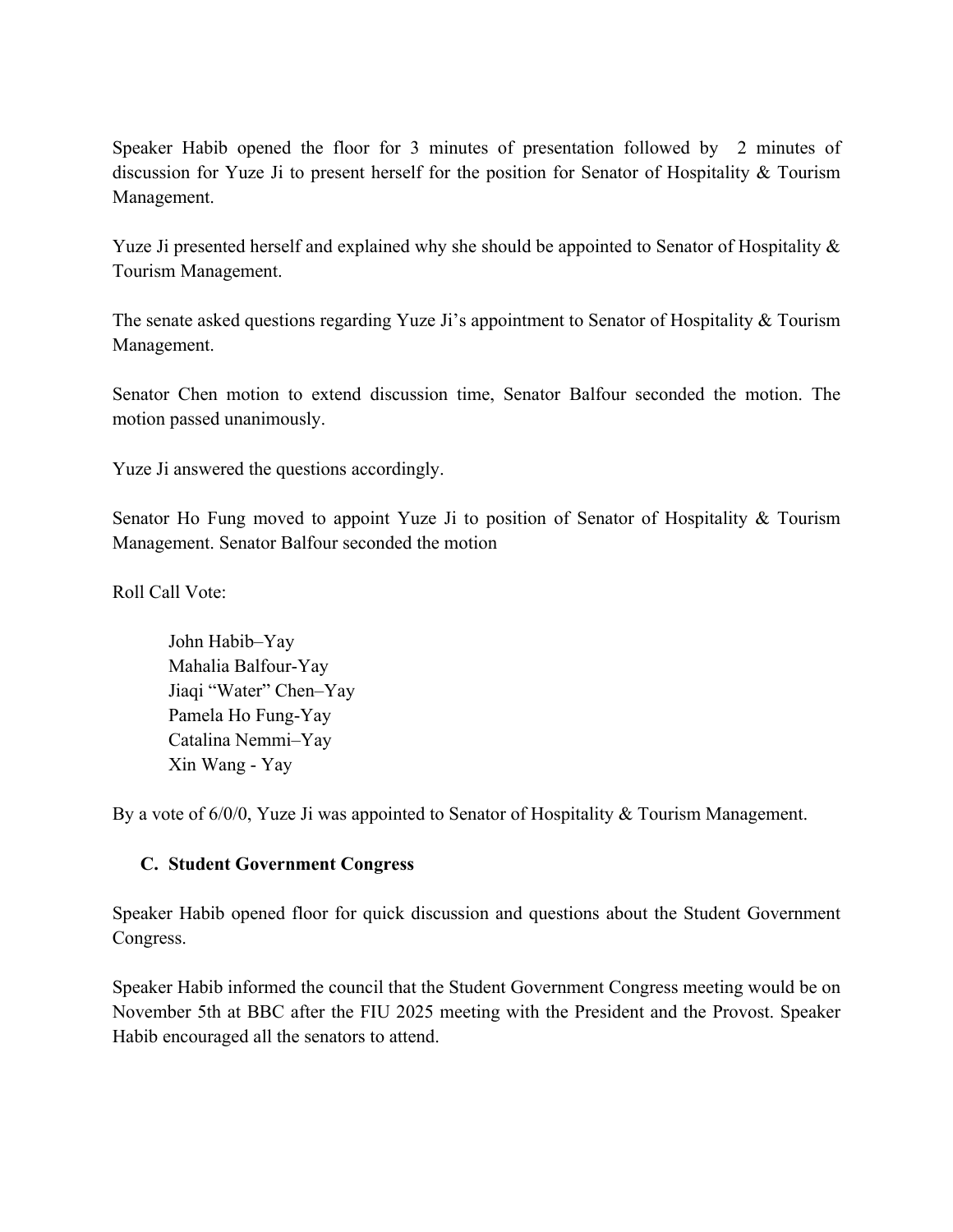Speaker Habib opened the floor for 3 minutes of presentation followed by 2 minutes of discussion for Yuze Ji to present herself for the position for Senator of Hospitality & Tourism Management.

Yuze Ji presented herself and explained why she should be appointed to Senator of Hospitality & Tourism Management.

The senate asked questions regarding Yuze Ji's appointment to Senator of Hospitality & Tourism Management.

Senator Chen motion to extend discussion time, Senator Balfour seconded the motion. The motion passed unanimously.

Yuze Ji answered the questions accordingly.

Senator Ho Fung moved to appoint Yuze Ji to position of Senator of Hospitality & Tourism Management. Senator Balfour seconded the motion

Roll Call Vote:

> John Habib–Yay
> Mahalia Balfour-Yay
> Jiaqi "Water" Chen–Yay
> Pamela Ho Fung-Yay
> Catalina Nemmi–Yay
> Xin Wang - Yay

By a vote of 6/0/0, Yuze Ji was appointed to Senator of Hospitality & Tourism Management.

### C. Student Government Congress

Speaker Habib opened floor for quick discussion and questions about the Student Government Congress.

Speaker Habib informed the council that the Student Government Congress meeting would be on November 5th at BBC after the FIU 2025 meeting with the President and the Provost. Speaker Habib encouraged all the senators to attend.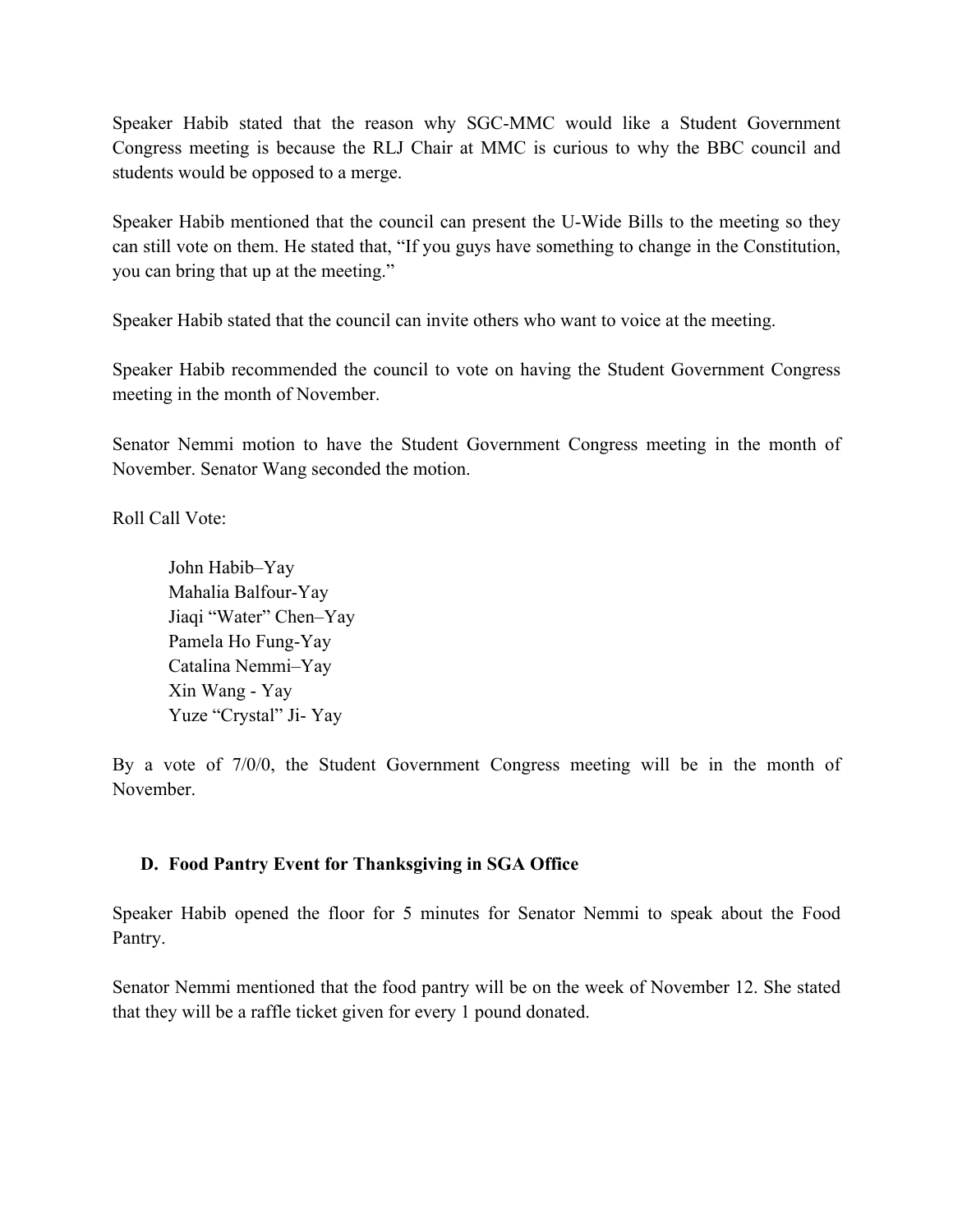Speaker Habib stated that the reason why SGC-MMC would like a Student Government Congress meeting is because the RLJ Chair at MMC is curious to why the BBC council and students would be opposed to a merge.

Speaker Habib mentioned that the council can present the U-Wide Bills to the meeting so they can still vote on them. He stated that, "If you guys have something to change in the Constitution, you can bring that up at the meeting."

Speaker Habib stated that the council can invite others who want to voice at the meeting.

Speaker Habib recommended the council to vote on having the Student Government Congress meeting in the month of November.

Senator Nemmi motion to have the Student Government Congress meeting in the month of November. Senator Wang seconded the motion.

Roll Call Vote:

> John Habib–Yay
> Mahalia Balfour-Yay
> Jiaqi "Water" Chen–Yay
> Pamela Ho Fung-Yay
> Catalina Nemmi–Yay
> Xin Wang - Yay
> Yuze "Crystal" Ji- Yay

By a vote of 7/0/0, the Student Government Congress meeting will be in the month of November.

### D. Food Pantry Event for Thanksgiving in SGA Office

Speaker Habib opened the floor for 5 minutes for Senator Nemmi to speak about the Food Pantry.

Senator Nemmi mentioned that the food pantry will be on the week of November 12. She stated that they will be a raffle ticket given for every 1 pound donated.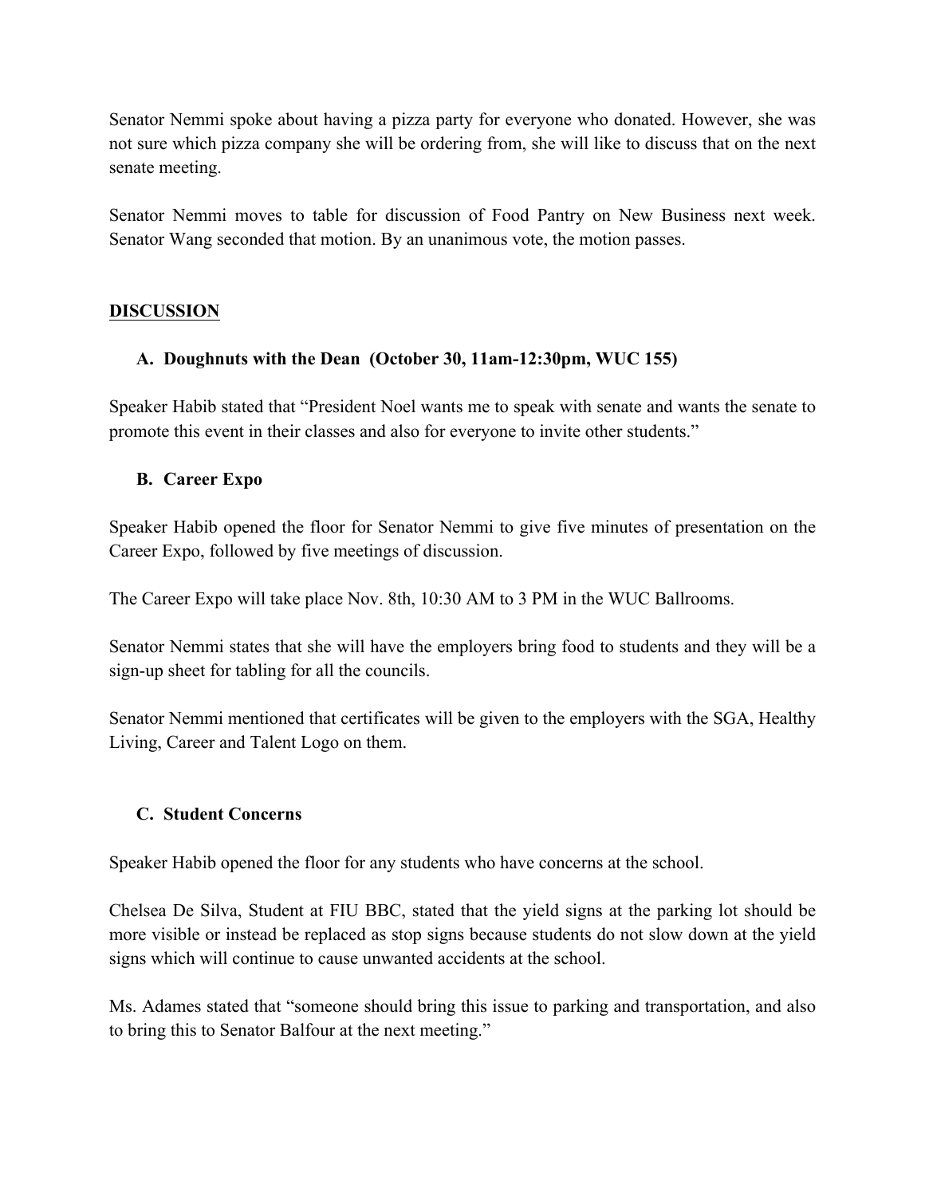Senator Nemmi spoke about having a pizza party for everyone who donated. However, she was not sure which pizza company she will be ordering from, she will like to discuss that on the next senate meeting.

Senator Nemmi moves to table for discussion of Food Pantry on New Business next week. Senator Wang seconded that motion. By an unanimous vote, the motion passes.

## DISCUSSION

### A. Doughnuts with the Dean (October 30, 11am-12:30pm, WUC 155)

Speaker Habib stated that "President Noel wants me to speak with senate and wants the senate to promote this event in their classes and also for everyone to invite other students."

### B. Career Expo

Speaker Habib opened the floor for Senator Nemmi to give five minutes of presentation on the Career Expo, followed by five meetings of discussion.

The Career Expo will take place Nov. 8th, 10:30 AM to 3 PM in the WUC Ballrooms.

Senator Nemmi states that she will have the employers bring food to students and they will be a sign-up sheet for tabling for all the councils.

Senator Nemmi mentioned that certificates will be given to the employers with the SGA, Healthy Living, Career and Talent Logo on them.

### C. Student Concerns

Speaker Habib opened the floor for any students who have concerns at the school.

Chelsea De Silva, Student at FIU BBC, stated that the yield signs at the parking lot should be more visible or instead be replaced as stop signs because students do not slow down at the yield signs which will continue to cause unwanted accidents at the school.

Ms. Adames stated that "someone should bring this issue to parking and transportation, and also to bring this to Senator Balfour at the next meeting."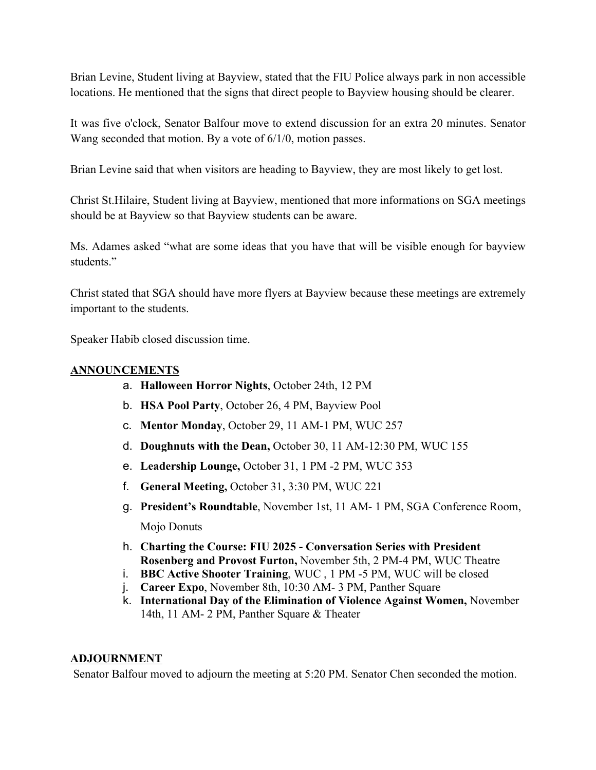Brian Levine, Student living at Bayview, stated that the FIU Police always park in non accessible locations. He mentioned that the signs that direct people to Bayview housing should be clearer.

It was five o'clock, Senator Balfour move to extend discussion for an extra 20 minutes. Senator Wang seconded that motion. By a vote of 6/1/0, motion passes.

Brian Levine said that when visitors are heading to Bayview, they are most likely to get lost.

Christ St.Hilaire, Student living at Bayview, mentioned that more informations on SGA meetings should be at Bayview so that Bayview students can be aware.

Ms. Adames asked "what are some ideas that you have that will be visible enough for bayview students."

Christ stated that SGA should have more flyers at Bayview because these meetings are extremely important to the students.

Speaker Habib closed discussion time.

## ANNOUNCEMENTS

a. **Halloween Horror Nights**, October 24th, 12 PM
b. **HSA Pool Party**, October 26, 4 PM, Bayview Pool
c. **Mentor Monday**, October 29, 11 AM-1 PM, WUC 257
d. **Doughnuts with the Dean,** October 30, 11 AM-12:30 PM, WUC 155
e. **Leadership Lounge,** October 31, 1 PM -2 PM, WUC 353
f. **General Meeting,** October 31, 3:30 PM, WUC 221
g. **President's Roundtable**, November 1st, 11 AM- 1 PM, SGA Conference Room, Mojo Donuts
h. **Charting the Course: FIU 2025 - Conversation Series with President Rosenberg and Provost Furton,** November 5th, 2 PM-4 PM, WUC Theatre
i. **BBC Active Shooter Training**, WUC , 1 PM -5 PM, WUC will be closed
j. **Career Expo**, November 8th, 10:30 AM- 3 PM, Panther Square
k. **International Day of the Elimination of Violence Against Women,** November 14th, 11 AM- 2 PM, Panther Square & Theater

## ADJOURNMENT

Senator Balfour moved to adjourn the meeting at 5:20 PM. Senator Chen seconded the motion.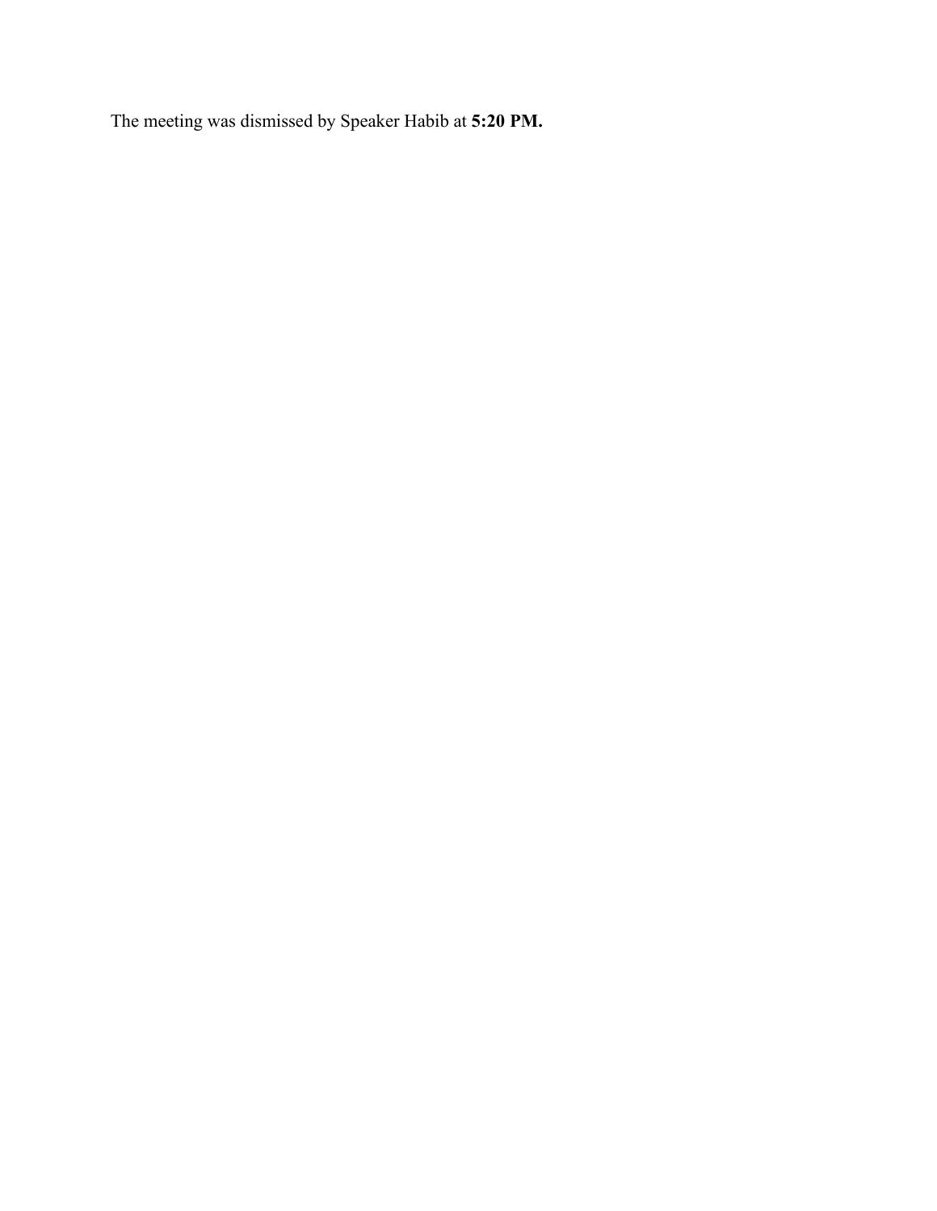The meeting was dismissed by Speaker Habib at **5:20 PM.**